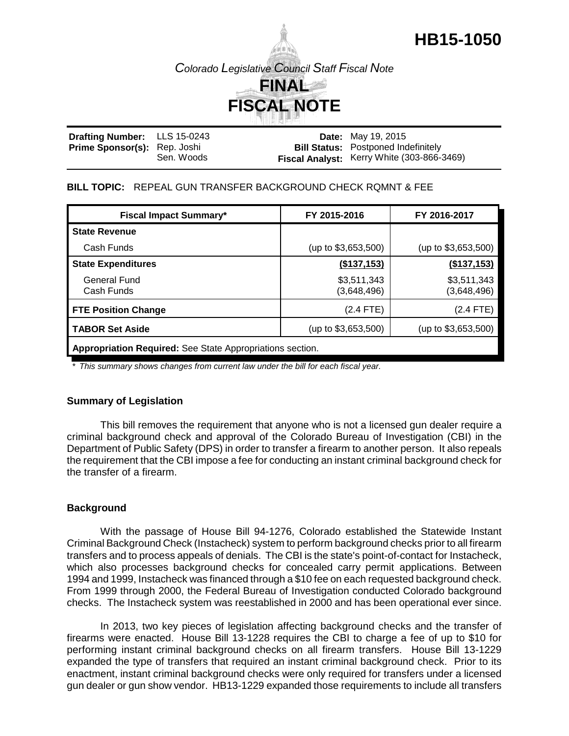# HB15-1050

*Colorado Legislative Council Staff Fiscal Note*

# FINAL FISCAL NOTE

| | | | |
|---|---|---|---|
| **Drafting Number:** | LLS 15-0243 | **Date:** | May 19, 2015 |
| **Prime Sponsor(s):** | Rep. Joshi<br>Sen. Woods | **Bill Status:** | Postponed Indefinitely |
| | | **Fiscal Analyst:** | Kerry White (303-866-3469) |

**BILL TOPIC:** REPEAL GUN TRANSFER BACKGROUND CHECK RQMNT & FEE

| Fiscal Impact Summary* | FY 2015-2016 | FY 2016-2017 |
|---|---|---|
| **State Revenue** | | |
| Cash Funds | (up to $3,653,500) | (up to $3,653,500) |
| **State Expenditures** | **($137,153)** | **($137,153)** |
| General Fund<br>Cash Funds | $3,511,343<br>(3,648,496) | $3,511,343<br>(3,648,496) |
| **FTE Position Change** | (2.4 FTE) | (2.4 FTE) |
| **TABOR Set Aside** | (up to $3,653,500) | (up to $3,653,500) |
| **Appropriation Required:** See State Appropriations section. | | |

*\* This summary shows changes from current law under the bill for each fiscal year.*

## Summary of Legislation

This bill removes the requirement that anyone who is not a licensed gun dealer require a criminal background check and approval of the Colorado Bureau of Investigation (CBI) in the Department of Public Safety (DPS) in order to transfer a firearm to another person. It also repeals the requirement that the CBI impose a fee for conducting an instant criminal background check for the transfer of a firearm.

## Background

With the passage of House Bill 94-1276, Colorado established the Statewide Instant Criminal Background Check (Instacheck) system to perform background checks prior to all firearm transfers and to process appeals of denials. The CBI is the state's point-of-contact for Instacheck, which also processes background checks for concealed carry permit applications. Between 1994 and 1999, Instacheck was financed through a $10 fee on each requested background check. From 1999 through 2000, the Federal Bureau of Investigation conducted Colorado background checks. The Instacheck system was reestablished in 2000 and has been operational ever since.

In 2013, two key pieces of legislation affecting background checks and the transfer of firearms were enacted. House Bill 13-1228 requires the CBI to charge a fee of up to $10 for performing instant criminal background checks on all firearm transfers. House Bill 13-1229 expanded the type of transfers that required an instant criminal background check. Prior to its enactment, instant criminal background checks were only required for transfers under a licensed gun dealer or gun show vendor. HB13-1229 expanded those requirements to include all transfers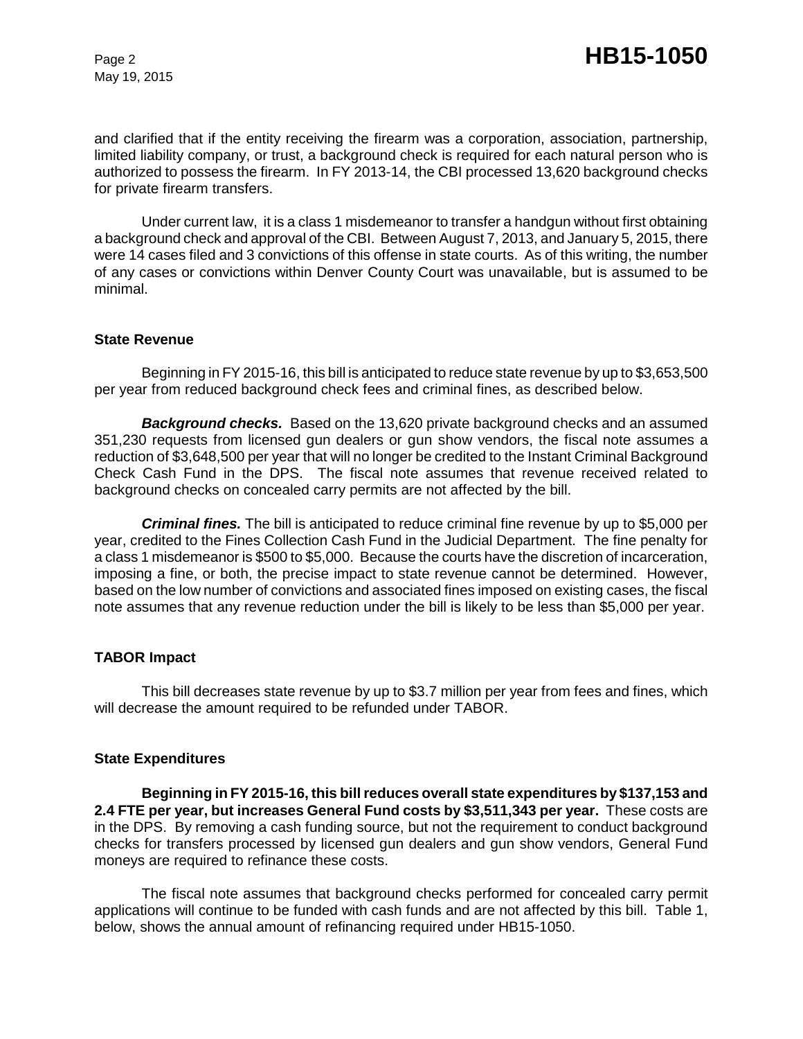and clarified that if the entity receiving the firearm was a corporation, association, partnership, limited liability company, or trust, a background check is required for each natural person who is authorized to possess the firearm. In FY 2013-14, the CBI processed 13,620 background checks for private firearm transfers.

Under current law, it is a class 1 misdemeanor to transfer a handgun without first obtaining a background check and approval of the CBI. Between August 7, 2013, and January 5, 2015, there were 14 cases filed and 3 convictions of this offense in state courts. As of this writing, the number of any cases or convictions within Denver County Court was unavailable, but is assumed to be minimal.

### State Revenue

Beginning in FY 2015-16, this bill is anticipated to reduce state revenue by up to $3,653,500 per year from reduced background check fees and criminal fines, as described below.

***Background checks.*** Based on the 13,620 private background checks and an assumed 351,230 requests from licensed gun dealers or gun show vendors, the fiscal note assumes a reduction of $3,648,500 per year that will no longer be credited to the Instant Criminal Background Check Cash Fund in the DPS. The fiscal note assumes that revenue received related to background checks on concealed carry permits are not affected by the bill.

***Criminal fines.*** The bill is anticipated to reduce criminal fine revenue by up to $5,000 per year, credited to the Fines Collection Cash Fund in the Judicial Department. The fine penalty for a class 1 misdemeanor is $500 to $5,000. Because the courts have the discretion of incarceration, imposing a fine, or both, the precise impact to state revenue cannot be determined. However, based on the low number of convictions and associated fines imposed on existing cases, the fiscal note assumes that any revenue reduction under the bill is likely to be less than $5,000 per year.

### TABOR Impact

This bill decreases state revenue by up to $3.7 million per year from fees and fines, which will decrease the amount required to be refunded under TABOR.

### State Expenditures

**Beginning in FY 2015-16, this bill reduces overall state expenditures by $137,153 and 2.4 FTE per year, but increases General Fund costs by $3,511,343 per year.** These costs are in the DPS. By removing a cash funding source, but not the requirement to conduct background checks for transfers processed by licensed gun dealers and gun show vendors, General Fund moneys are required to refinance these costs.

The fiscal note assumes that background checks performed for concealed carry permit applications will continue to be funded with cash funds and are not affected by this bill. Table 1, below, shows the annual amount of refinancing required under HB15-1050.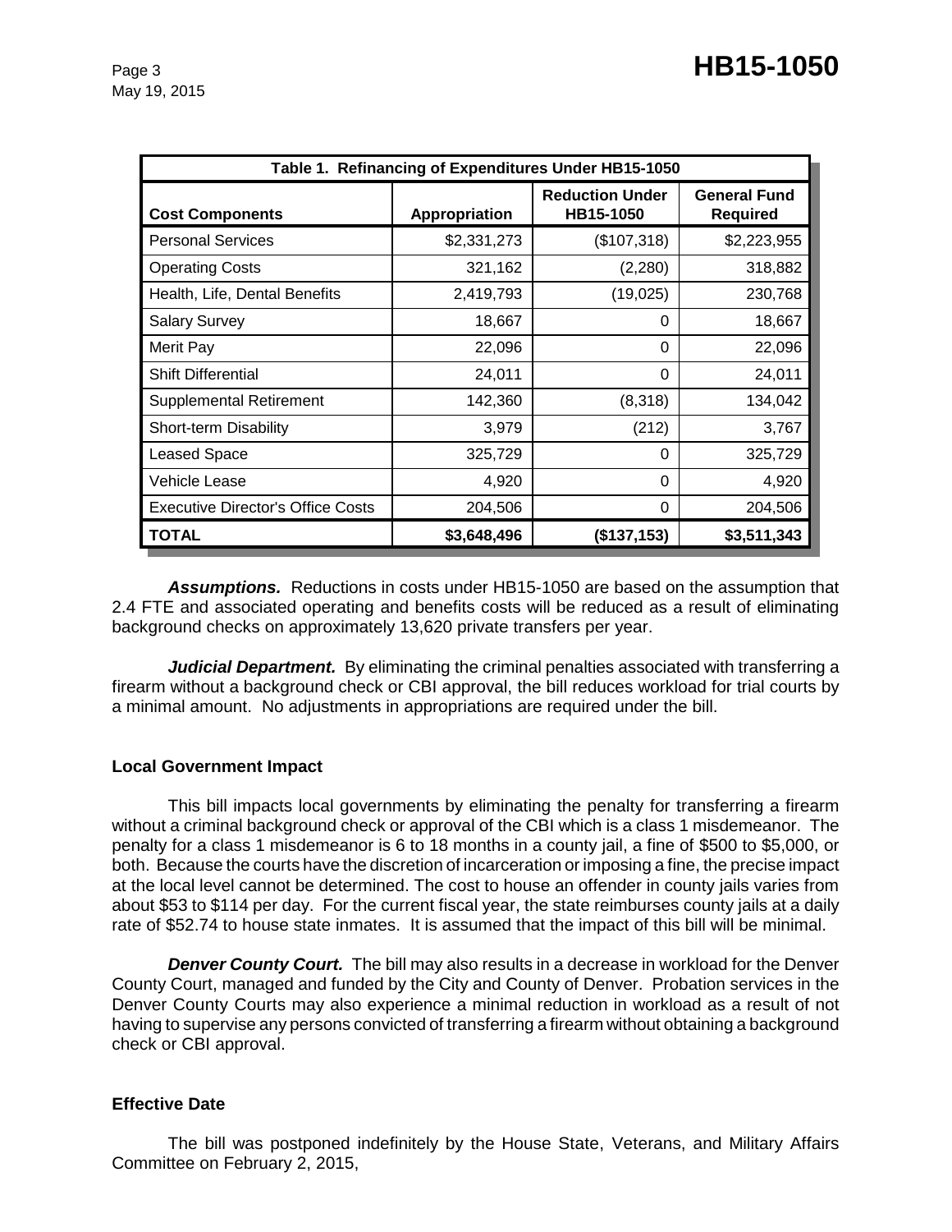| Table 1. Refinancing of Expenditures Under HB15-1050 | | | |
|---|---|---|---|
| **Cost Components** | **Appropriation** | **Reduction Under HB15-1050** | **General Fund Required** |
| Personal Services | $2,331,273 | ($107,318) | $2,223,955 |
| Operating Costs | 321,162 | (2,280) | 318,882 |
| Health, Life, Dental Benefits | 2,419,793 | (19,025) | 230,768 |
| Salary Survey | 18,667 | 0 | 18,667 |
| Merit Pay | 22,096 | 0 | 22,096 |
| Shift Differential | 24,011 | 0 | 24,011 |
| Supplemental Retirement | 142,360 | (8,318) | 134,042 |
| Short-term Disability | 3,979 | (212) | 3,767 |
| Leased Space | 325,729 | 0 | 325,729 |
| Vehicle Lease | 4,920 | 0 | 4,920 |
| Executive Director's Office Costs | 204,506 | 0 | 204,506 |
| **TOTAL** | **$3,648,496** | **($137,153)** | **$3,511,343** |

***Assumptions.*** Reductions in costs under HB15-1050 are based on the assumption that 2.4 FTE and associated operating and benefits costs will be reduced as a result of eliminating background checks on approximately 13,620 private transfers per year.

***Judicial Department.*** By eliminating the criminal penalties associated with transferring a firearm without a background check or CBI approval, the bill reduces workload for trial courts by a minimal amount. No adjustments in appropriations are required under the bill.

### Local Government Impact

This bill impacts local governments by eliminating the penalty for transferring a firearm without a criminal background check or approval of the CBI which is a class 1 misdemeanor. The penalty for a class 1 misdemeanor is 6 to 18 months in a county jail, a fine of $500 to $5,000, or both. Because the courts have the discretion of incarceration or imposing a fine, the precise impact at the local level cannot be determined. The cost to house an offender in county jails varies from about $53 to $114 per day. For the current fiscal year, the state reimburses county jails at a daily rate of $52.74 to house state inmates. It is assumed that the impact of this bill will be minimal.

***Denver County Court.*** The bill may also results in a decrease in workload for the Denver County Court, managed and funded by the City and County of Denver. Probation services in the Denver County Courts may also experience a minimal reduction in workload as a result of not having to supervise any persons convicted of transferring a firearm without obtaining a background check or CBI approval.

### Effective Date

The bill was postponed indefinitely by the House State, Veterans, and Military Affairs Committee on February 2, 2015,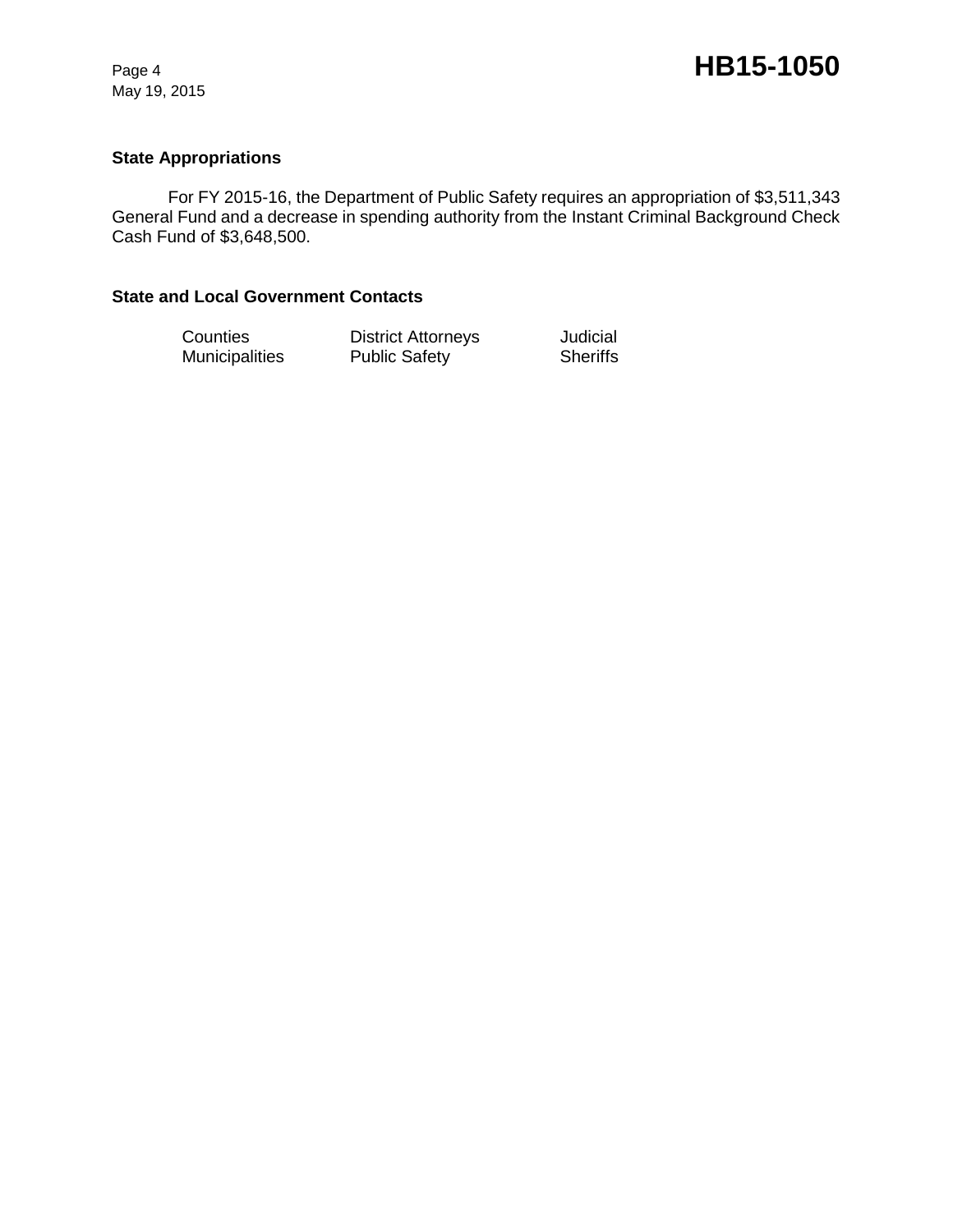## State Appropriations

For FY 2015-16, the Department of Public Safety requires an appropriation of $3,511,343 General Fund and a decrease in spending authority from the Instant Criminal Background Check Cash Fund of $3,648,500.

## State and Local Government Contacts

| | | |
|---|---|---|
| Counties | District Attorneys | Judicial |
| Municipalities | Public Safety | Sheriffs |